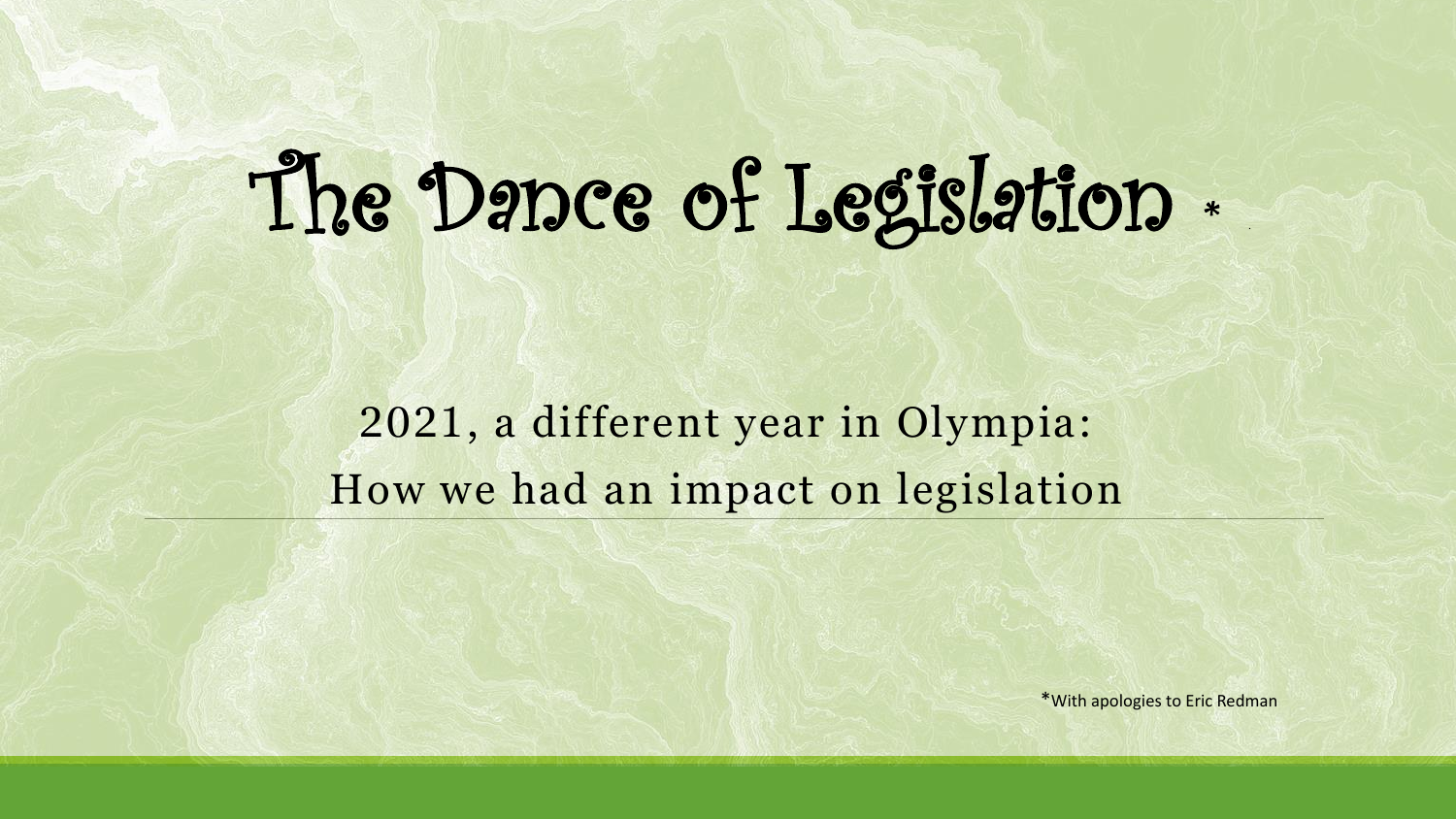# The Dance of Legislation *

## 2021, a different year in Olympia:
## How we had an impact on legislation

*With apologies to Eric Redman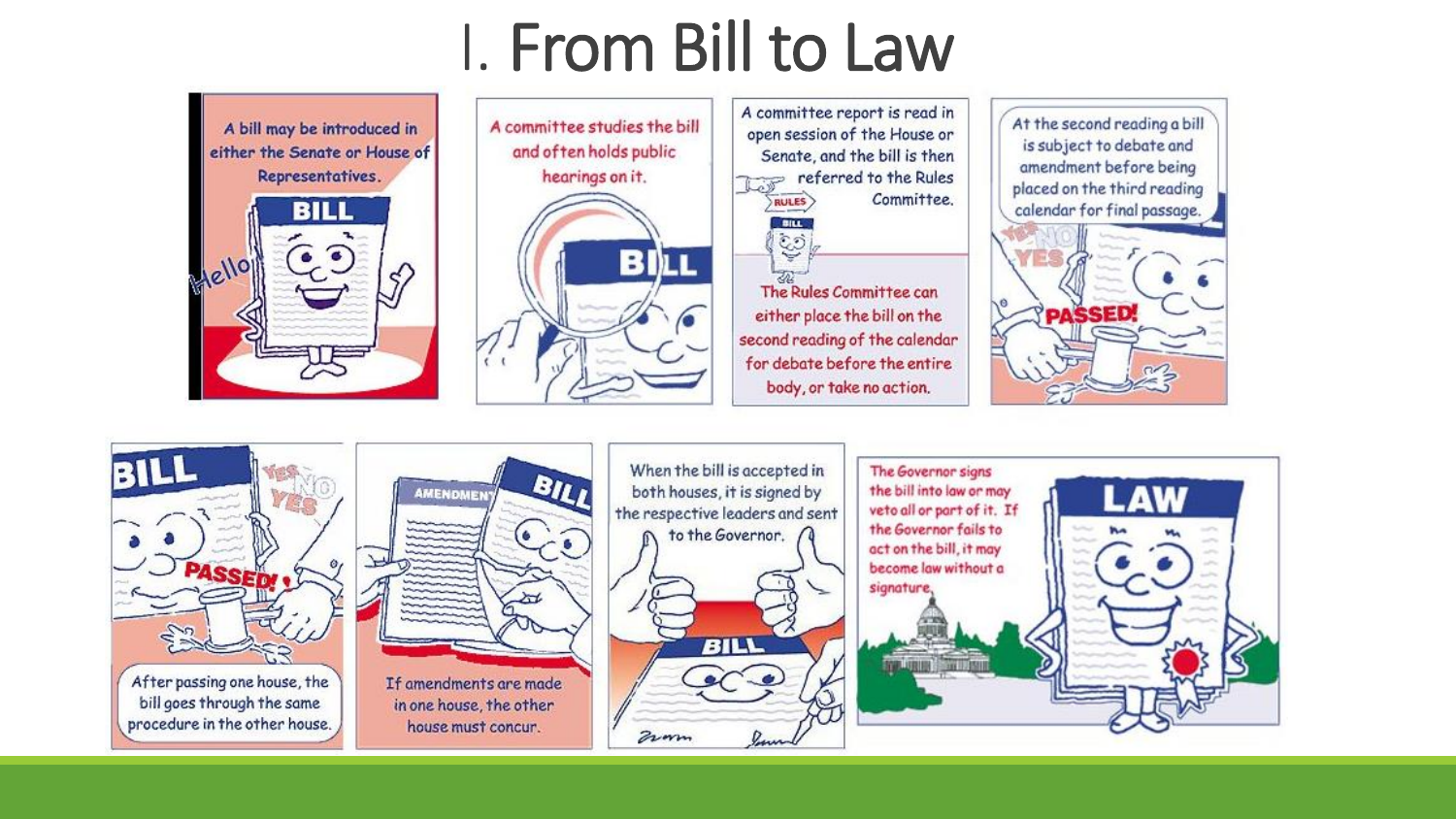# I. From Bill to Law

A bill may be introduced in either the Senate or House of Representatives.

A committee studies the bill and often holds public hearings on it.

A committee report is read in open session of the House or Senate, and the bill is then referred to the Rules Committee.

The Rules Committee can either place the bill on the second reading of the calendar for debate before the entire body, or take no action.

At the second reading a bill is subject to debate and amendment before being placed on the third reading calendar for final passage.

After passing one house, the bill goes through the same procedure in the other house.

If amendments are made in one house, the other house must concur.

When the bill is accepted in both houses, it is signed by the respective leaders and sent to the Governor.

The Governor signs the bill into law or may veto all or part of it. If the Governor fails to act on the bill, it may become law without a signature.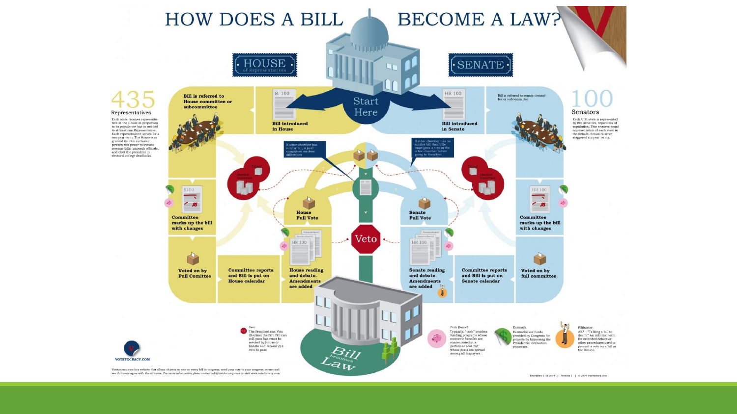# HOW DOES A BILL BECOME A LAW?

## HOUSE of Representatives

**435**
Representatives

Each state receives representation in the House in proportion to its population but is entitled to at least one Representative. Each representative serves for a two-year term. The House was granted its own exclusive powers: the power to initiate revenue bills, impeach officials, and elect the president in electoral college deadlocks.

## SENATE

**100**
Senators

Each U.S. state is represented by two senators, regardless of population. This ensures equal representation of each state in the Senate. Senators serve staggered six-year terms.

Start Here

**Bill introduced in House**

**Bill introduced in Senate**

**Bill is referred to House committee or subcommittee**

Bill is referred to senate committee or subcommittee

**Committee marks up the bill with changes**

**Voted on by Full Comittee**

**Committee reports and Bill is put on House calendar**

**House reading and debate. Amendments are added**

**House Full Vote**

**Committee marks up the bill with changes**

**Voted on by full committee**

**Committee reports and Bill is put on Senate calendar**

**Senate reading and debate. Amendments are added**

**Senate Full Vote**

If other chamber has similar bill, a joint committee resolves differences

If other chamber has no similar bill then bills must pass a vote in the other chamber before going to President

Veto

Bill becomes Law

**Veto**
The President can Veto (Decline) the Bill. Bill can still pass but must be revoted by House or Senate and receive 2/3 vote to pass

**Pork Barrell**
Typically, "pork" involves funding programs whose economic benefits are concentrated in a particular area but whose costs are spread among all taxpayers.

**Earmark**
Earmarks are funds provided by Congress for projects by bypassing the Presidential evaluation processes.

**Filibuster**
AKA - "Talking a bill to death." An informal term for extended debate or other procedures used to prevent a vote on a bill in the Senate.

VOTETOCRACY.COM

Votetocracy.com is a website that allows citizens to vote on every bill in congress, send your vote to your congress person and see if citizens agree with the outcome. For more information please contact info@votetocracy.com or visit www.votetocracy.com

December 11th 2009 | Version 1 | © 2009 Votetocracy.com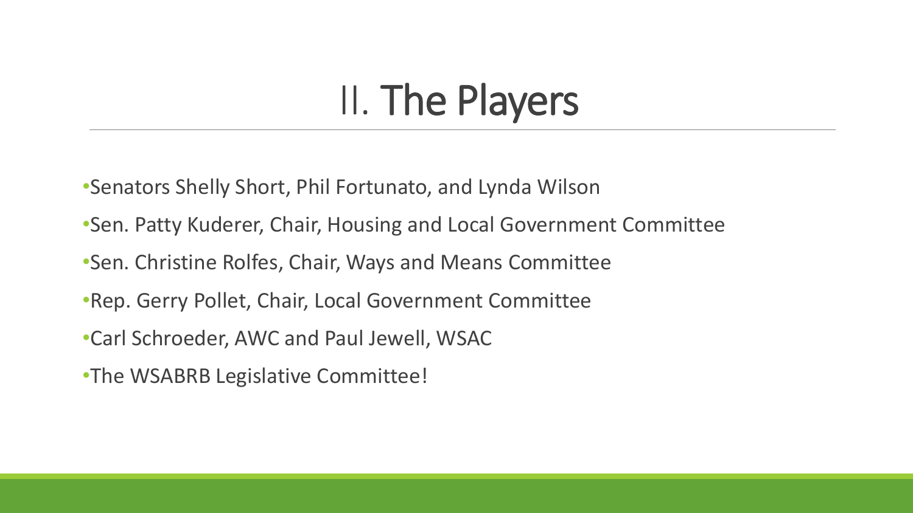# II. The Players

- Senators Shelly Short, Phil Fortunato, and Lynda Wilson
- Sen. Patty Kuderer, Chair, Housing and Local Government Committee
- Sen. Christine Rolfes, Chair, Ways and Means Committee
- Rep. Gerry Pollet, Chair, Local Government Committee
- Carl Schroeder, AWC and Paul Jewell, WSAC
- The WSABRB Legislative Committee!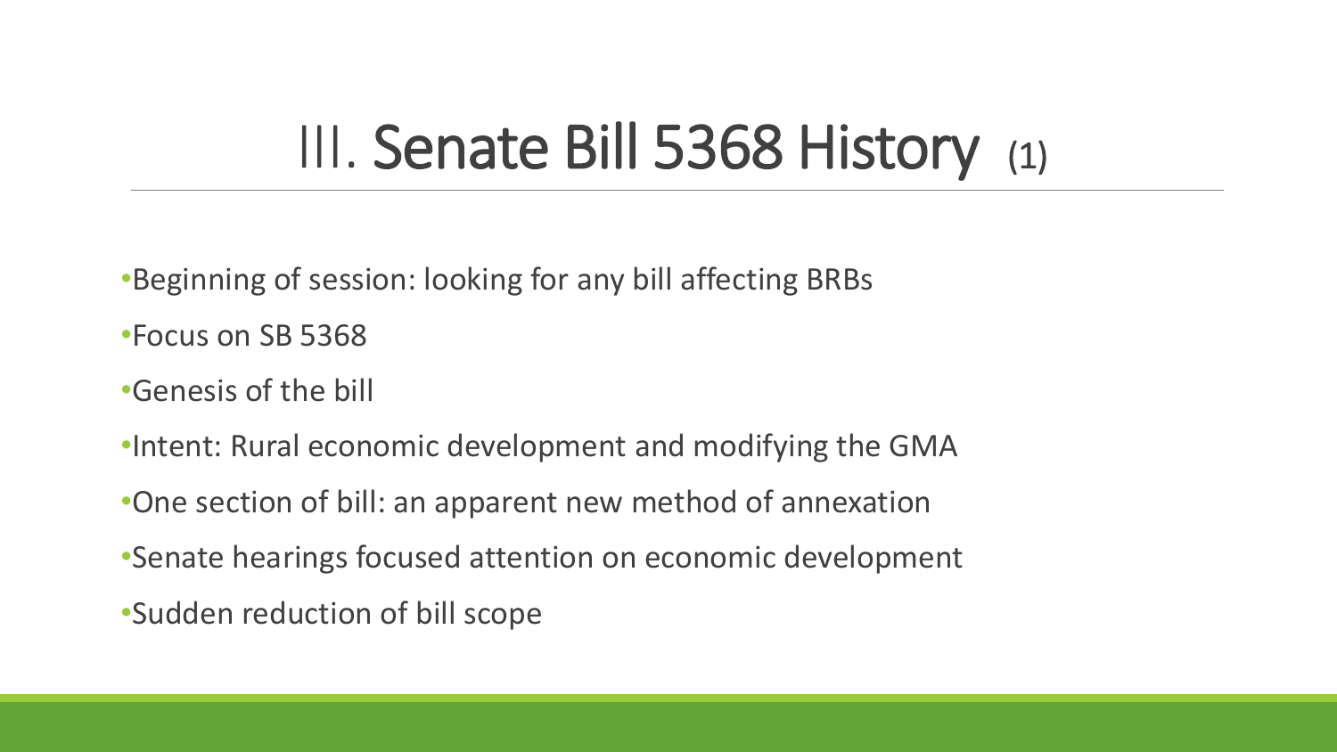# III. Senate Bill 5368 History (1)

- Beginning of session: looking for any bill affecting BRBs
- Focus on SB 5368
- Genesis of the bill
- Intent: Rural economic development and modifying the GMA
- One section of bill: an apparent new method of annexation
- Senate hearings focused attention on economic development
- Sudden reduction of bill scope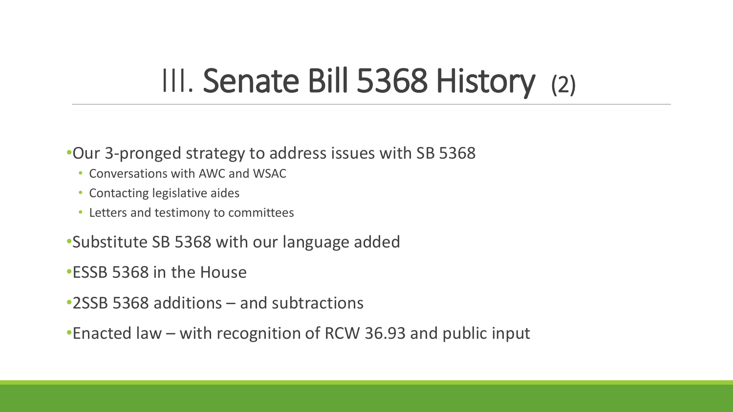# III. Senate Bill 5368 History (2)

- Our 3-pronged strategy to address issues with SB 5368
  - Conversations with AWC and WSAC
  - Contacting legislative aides
  - Letters and testimony to committees
- Substitute SB 5368 with our language added
- ESSB 5368 in the House
- 2SSB 5368 additions – and subtractions
- Enacted law – with recognition of RCW 36.93 and public input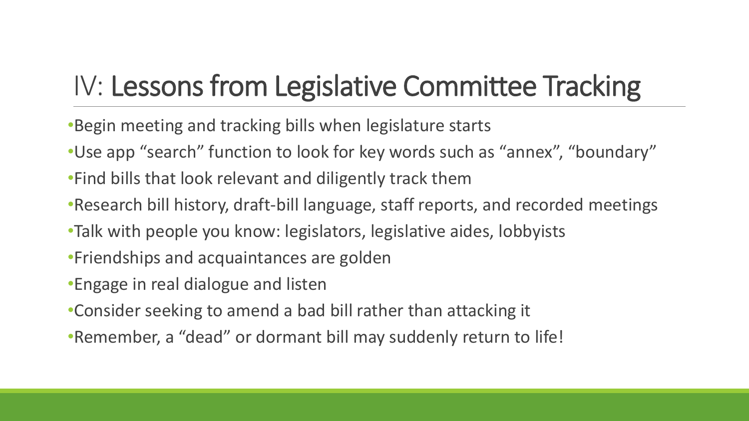# IV: Lessons from Legislative Committee Tracking

- Begin meeting and tracking bills when legislature starts
- Use app “search” function to look for key words such as “annex”, “boundary”
- Find bills that look relevant and diligently track them
- Research bill history, draft-bill language, staff reports, and recorded meetings
- Talk with people you know: legislators, legislative aides, lobbyists
- Friendships and acquaintances are golden
- Engage in real dialogue and listen
- Consider seeking to amend a bad bill rather than attacking it
- Remember, a “dead” or dormant bill may suddenly return to life!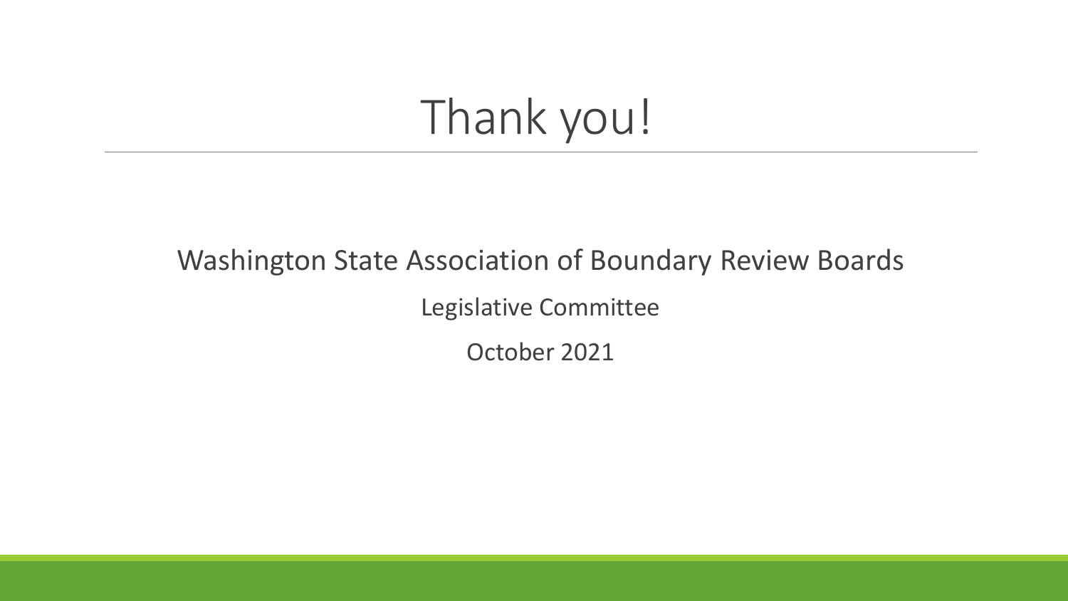# Thank you!

Washington State Association of Boundary Review Boards

Legislative Committee

October 2021